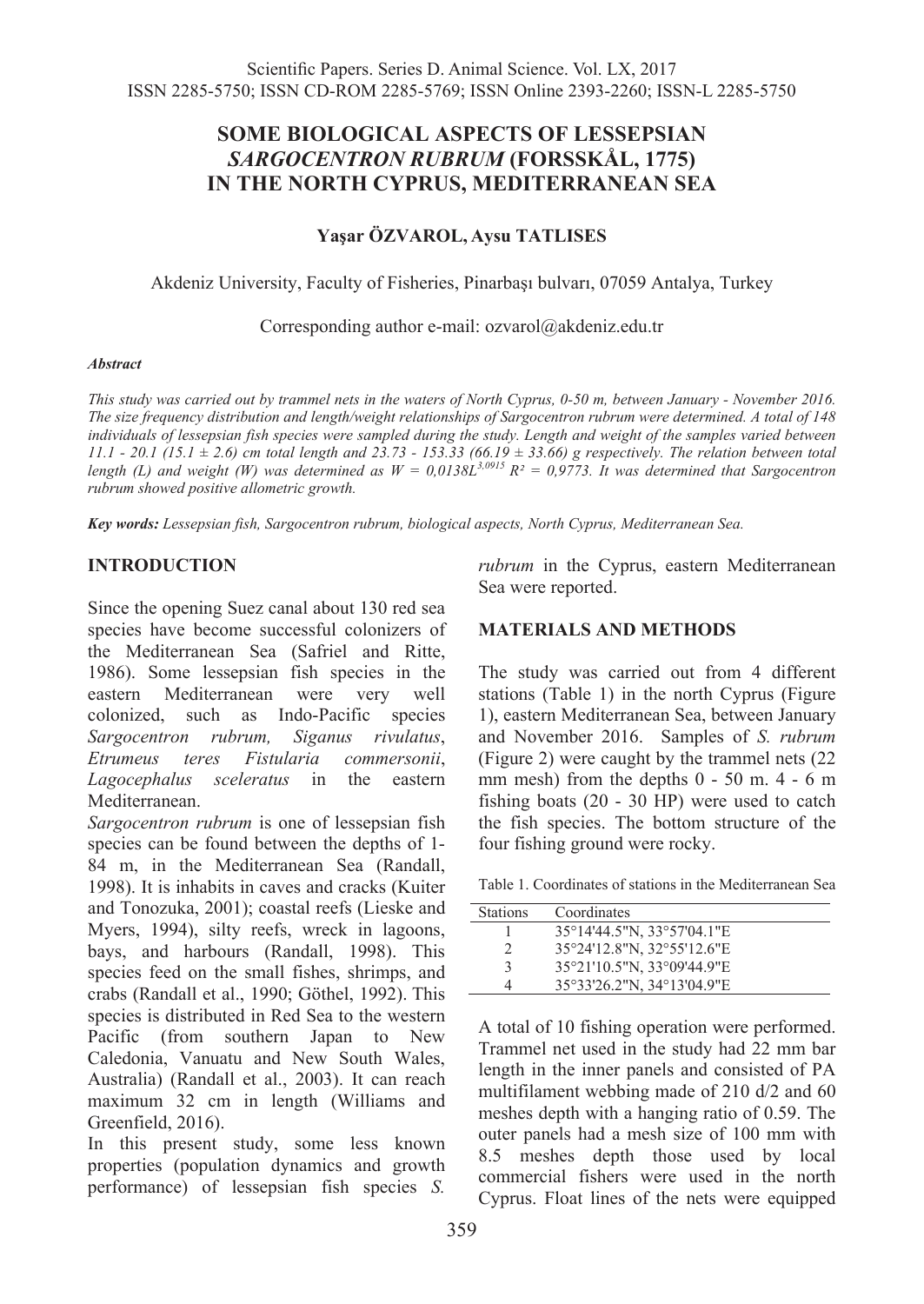# SOME BIOLOGICAL ASPECTS OF LESSEPSIAN *SARGOCENTRON RUBRUM* (FORSSKÅL, 1775) IN THE NORTH CYPRUS, MEDITERRANEAN SEA

**Yaşar ÖZVAROL, Aysu TATLISES**

Akdeniz University, Faculty of Fisheries, Pinarbaşı bulvarı, 07059 Antalya, Turkey

Corresponding author e-mail: ozvarol@akdeniz.edu.tr

***Abstract***

*This study was carried out by trammel nets in the waters of North Cyprus, 0-50 m, between January - November 2016. The size frequency distribution and length/weight relationships of Sargocentron rubrum were determined. A total of 148 individuals of lessepsian fish species were sampled during the study. Length and weight of the samples varied between 11.1 - 20.1 (15.1 ± 2.6) cm total length and 23.73 - 153.33 (66.19 ± 33.66) g respectively. The relation between total length (L) and weight (W) was determined as* $W = 0,0138L^{3,0915}$ $R^2 = 0,9773$*. It was determined that Sargocentron rubrum showed positive allometric growth.*

***Key words:*** *Lessepsian fish, Sargocentron rubrum, biological aspects, North Cyprus, Mediterranean Sea.*

## INTRODUCTION

Since the opening Suez canal about 130 red sea species have become successful colonizers of the Mediterranean Sea (Safriel and Ritte, 1986). Some lessepsian fish species in the eastern Mediterranean were very well colonized, such as Indo-Pacific species *Sargocentron rubrum, Siganus rivulatus*, *Etrumeus teres Fistularia commersonii*, *Lagocephalus sceleratus* in the eastern Mediterranean.

*Sargocentron rubrum* is one of lessepsian fish species can be found between the depths of 1-84 m, in the Mediterranean Sea (Randall, 1998). It is inhabits in caves and cracks (Kuiter and Tonozuka, 2001); coastal reefs (Lieske and Myers, 1994), silty reefs, wreck in lagoons, bays, and harbours (Randall, 1998). This species feed on the small fishes, shrimps, and crabs (Randall et al., 1990; Göthel, 1992). This species is distributed in Red Sea to the western Pacific (from southern Japan to New Caledonia, Vanuatu and New South Wales, Australia) (Randall et al., 2003). It can reach maximum 32 cm in length (Williams and Greenfield, 2016).

In this present study, some less known properties (population dynamics and growth performance) of lessepsian fish species *S. rubrum* in the Cyprus, eastern Mediterranean Sea were reported.

## MATERIALS AND METHODS

The study was carried out from 4 different stations (Table 1) in the north Cyprus (Figure 1), eastern Mediterranean Sea, between January and November 2016. Samples of *S. rubrum* (Figure 2) were caught by the trammel nets (22 mm mesh) from the depths 0 - 50 m. 4 - 6 m fishing boats (20 - 30 HP) were used to catch the fish species. The bottom structure of the four fishing ground were rocky.

Table 1. Coordinates of stations in the Mediterranean Sea

| Stations | Coordinates |
|---|---|
| 1 | 35°14'44.5"N, 33°57'04.1"E |
| 2 | 35°24'12.8"N, 32°55'12.6"E |
| 3 | 35°21'10.5"N, 33°09'44.9"E |
| 4 | 35°33'26.2"N, 34°13'04.9"E |

A total of 10 fishing operation were performed. Trammel net used in the study had 22 mm bar length in the inner panels and consisted of PA multifilament webbing made of 210 d/2 and 60 meshes depth with a hanging ratio of 0.59. The outer panels had a mesh size of 100 mm with 8.5 meshes depth those used by local commercial fishers were used in the north Cyprus. Float lines of the nets were equipped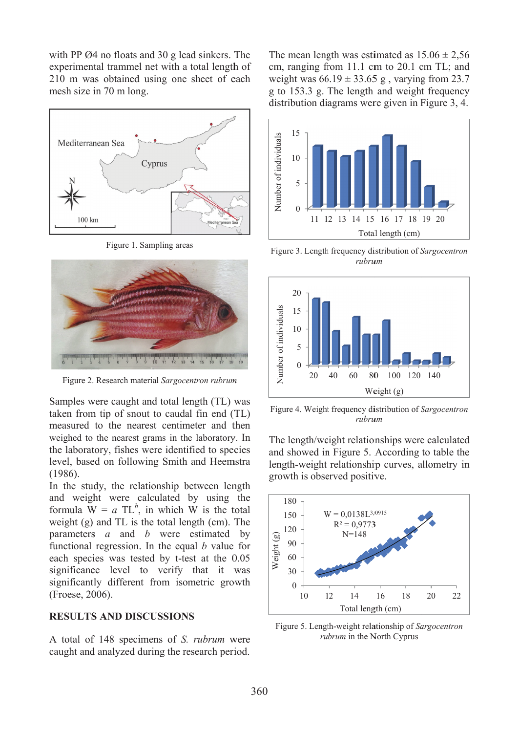with PP Ø4 no floats and 30 g lead sinkers. The experimental trammel net with a total length of 210 m was obtained using one sheet of each mesh size in 70 m long.

Figure 1. Sampling areas

Figure 2. Research material *Sargocentron rubrum*

Samples were caught and total length (TL) was taken from tip of snout to caudal fin end (TL) measured to the nearest centimeter and then weighed to the nearest grams in the laboratory. In the laboratory, fishes were identified to species level, based on following Smith and Heemstra (1986).

In the study, the relationship between length and weight were calculated by using the formula $W = a\ TL^b$, in which W is the total weight (g) and TL is the total length (cm). The parameters $a$ and $b$ were estimated by functional regression. In the equal $b$ value for each species was tested by t-test at the 0.05 significance level to verify that it was significantly different from isometric growth (Froese, 2006).

## RESULTS AND DISCUSSIONS

A total of 148 specimens of *S. rubrum* were caught and analyzed during the research period.

The mean length was estimated as 15.06 ± 2,56 cm, ranging from 11.1 cm to 20.1 cm TL; and weight was 66.19 ± 33.65 g , varying from 23.7 g to 153.3 g. The length and weight frequency distribution diagrams were given in Figure 3, 4.

Figure 3. Length frequency distribution of *Sargocentron rubrum*

Figure 4. Weight frequency distribution of *Sargocentron rubrum*

The length/weight relationships were calculated and showed in Figure 5. According to table the length-weight relationship curves, allometry in growth is observed positive.

Figure 5. Length-weight relationship of *Sargocentron rubrum* in the North Cyprus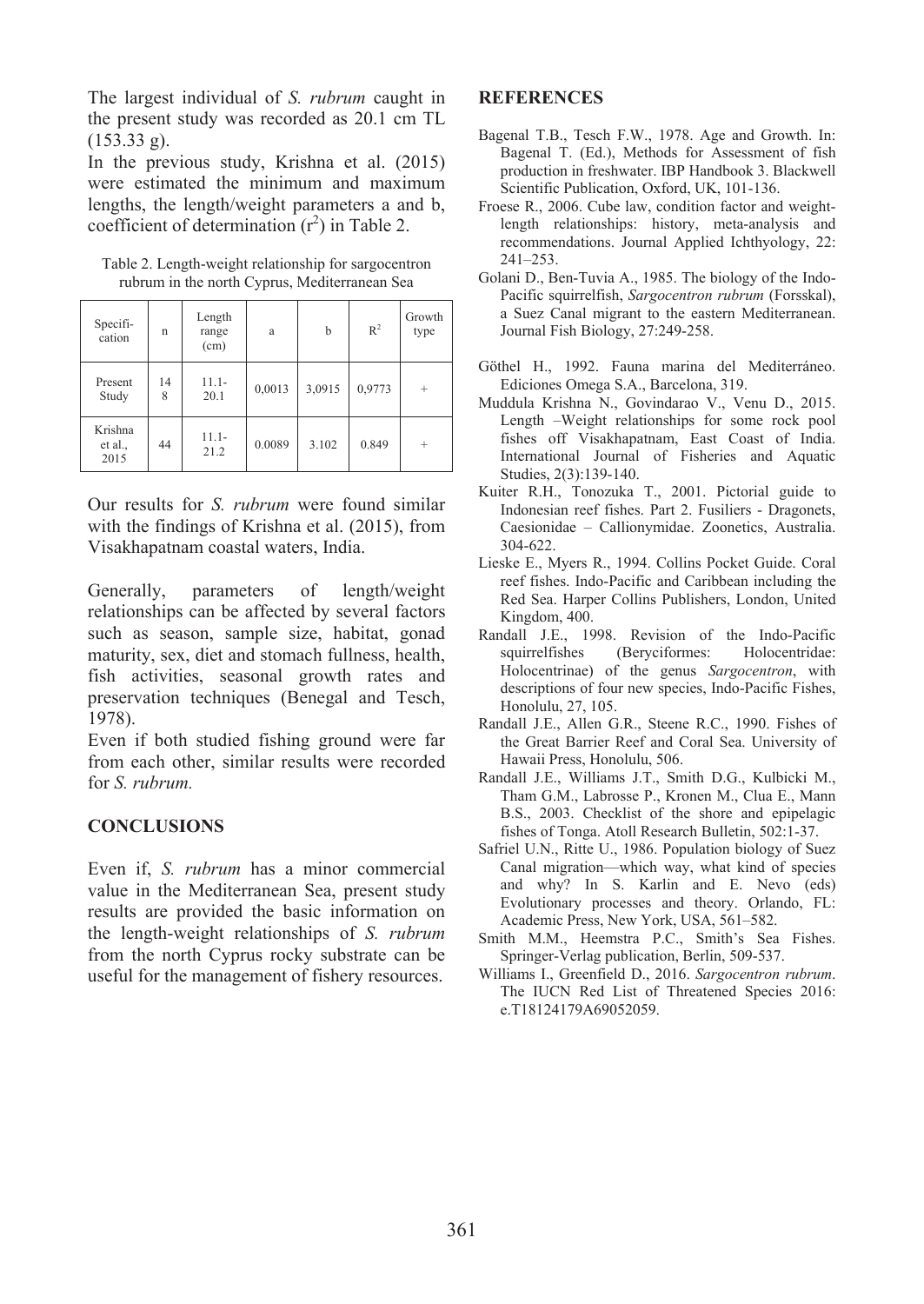The largest individual of *S. rubrum* caught in the present study was recorded as 20.1 cm TL (153.33 g).

In the previous study, Krishna et al. (2015) were estimated the minimum and maximum lengths, the length/weight parameters a and b, coefficient of determination ($r^2$) in Table 2.

Table 2. Length-weight relationship for sargocentron rubrum in the north Cyprus, Mediterranean Sea

| Specification | n | Length range (cm) | a | b | $R^2$ | Growth type |
|---|---|---|---|---|---|---|
| Present Study | 148 | 11.1-20.1 | 0,0013 | 3,0915 | 0,9773 | + |
| Krishna et al., 2015 | 44 | 11.1-21.2 | 0.0089 | 3.102 | 0.849 | + |

Our results for *S. rubrum* were found similar with the findings of Krishna et al. (2015), from Visakhapatnam coastal waters, India.

Generally, parameters of length/weight relationships can be affected by several factors such as season, sample size, habitat, gonad maturity, sex, diet and stomach fullness, health, fish activities, seasonal growth rates and preservation techniques (Benegal and Tesch, 1978).

Even if both studied fishing ground were far from each other, similar results were recorded for *S. rubrum.*

## CONCLUSIONS

Even if, *S. rubrum* has a minor commercial value in the Mediterranean Sea, present study results are provided the basic information on the length-weight relationships of *S. rubrum* from the north Cyprus rocky substrate can be useful for the management of fishery resources.

## REFERENCES

Bagenal T.B., Tesch F.W., 1978. Age and Growth. In: Bagenal T. (Ed.), Methods for Assessment of fish production in freshwater. IBP Handbook 3. Blackwell Scientific Publication, Oxford, UK, 101-136.

Froese R., 2006. Cube law, condition factor and weight-length relationships: history, meta-analysis and recommendations. Journal Applied Ichthyology, 22: 241–253.

Golani D., Ben-Tuvia A., 1985. The biology of the Indo-Pacific squirrelfish, *Sargocentron rubrum* (Forsskal), a Suez Canal migrant to the eastern Mediterranean. Journal Fish Biology, 27:249-258.

Göthel H., 1992. Fauna marina del Mediterráneo. Ediciones Omega S.A., Barcelona, 319.

Muddula Krishna N., Govindarao V., Venu D., 2015. Length –Weight relationships for some rock pool fishes off Visakhapatnam, East Coast of India. International Journal of Fisheries and Aquatic Studies, 2(3):139-140.

Kuiter R.H., Tonozuka T., 2001. Pictorial guide to Indonesian reef fishes. Part 2. Fusiliers - Dragonets, Caesionidae – Callionymidae. Zoonetics, Australia. 304-622.

Lieske E., Myers R., 1994. Collins Pocket Guide. Coral reef fishes. Indo-Pacific and Caribbean including the Red Sea. Harper Collins Publishers, London, United Kingdom, 400.

Randall J.E., 1998. Revision of the Indo-Pacific squirrelfishes (Beryciformes: Holocentridae: Holocentrinae) of the genus *Sargocentron*, with descriptions of four new species, Indo-Pacific Fishes, Honolulu, 27, 105.

Randall J.E., Allen G.R., Steene R.C., 1990. Fishes of the Great Barrier Reef and Coral Sea. University of Hawaii Press, Honolulu, 506.

Randall J.E., Williams J.T., Smith D.G., Kulbicki M., Tham G.M., Labrosse P., Kronen M., Clua E., Mann B.S., 2003. Checklist of the shore and epipelagic fishes of Tonga. Atoll Research Bulletin, 502:1-37.

Safriel U.N., Ritte U., 1986. Population biology of Suez Canal migration—which way, what kind of species and why? In S. Karlin and E. Nevo (eds) Evolutionary processes and theory. Orlando, FL: Academic Press, New York, USA, 561–582.

Smith M.M., Heemstra P.C., Smith's Sea Fishes. Springer-Verlag publication, Berlin, 509-537.

Williams I., Greenfield D., 2016. *Sargocentron rubrum*. The IUCN Red List of Threatened Species 2016: e.T18124179A69052059.